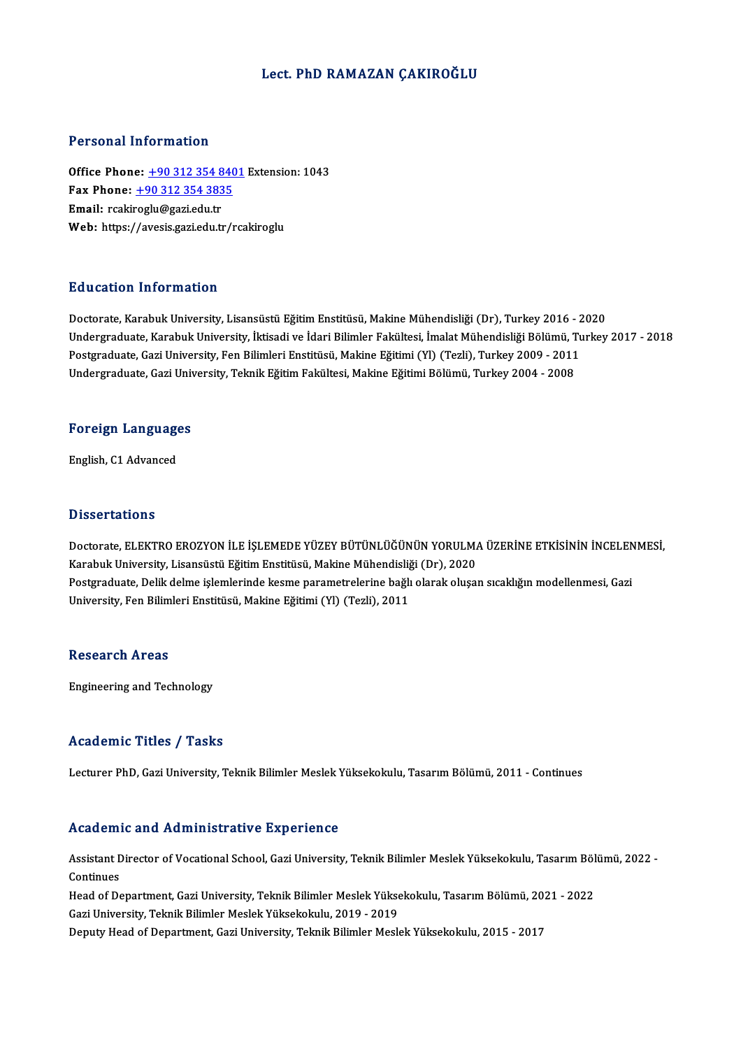# Lect. PhD RAMAZAN ÇAKIROĞLU

## Personal Information

**Office Phone:** +90 312 354 8401 Extension: 1043
**Fax Phone:** +90 312 354 3835
**Email:** rcakiroglu@gazi.edu.tr
**Web:** https://avesis.gazi.edu.tr/rcakiroglu

## Education Information

Doctorate, Karabuk University, Lisansüstü Eğitim Enstitüsü, Makine Mühendisliği (Dr), Turkey 2016 - 2020
Undergraduate, Karabuk University, İktisadi ve İdari Bilimler Fakültesi, İmalat Mühendisliği Bölümü, Turkey 2017 - 2018
Postgraduate, Gazi University, Fen Bilimleri Enstitüsü, Makine Eğitimi (Yl) (Tezli), Turkey 2009 - 2011
Undergraduate, Gazi University, Teknik Eğitim Fakültesi, Makine Eğitimi Bölümü, Turkey 2004 - 2008

## Foreign Languages

English, C1 Advanced

## Dissertations

Doctorate, ELEKTRO EROZYON İLE İŞLEMEDE YÜZEY BÜTÜNLÜĞÜNÜN YORULMA ÜZERİNE ETKİSİNİN İNCELENMESİ, Karabuk University, Lisansüstü Eğitim Enstitüsü, Makine Mühendisliği (Dr), 2020
Postgraduate, Delik delme işlemlerinde kesme parametrelerine bağlı olarak oluşan sıcaklığın modellenmesi, Gazi University, Fen Bilimleri Enstitüsü, Makine Eğitimi (Yl) (Tezli), 2011

## Research Areas

Engineering and Technology

## Academic Titles / Tasks

Lecturer PhD, Gazi University, Teknik Bilimler Meslek Yüksekokulu, Tasarım Bölümü, 2011 - Continues

## Academic and Administrative Experience

Assistant Director of Vocational School, Gazi University, Teknik Bilimler Meslek Yüksekokulu, Tasarım Bölümü, 2022 - Continues
Head of Department, Gazi University, Teknik Bilimler Meslek Yüksekokulu, Tasarım Bölümü, 2021 - 2022
Gazi University, Teknik Bilimler Meslek Yüksekokulu, 2019 - 2019
Deputy Head of Department, Gazi University, Teknik Bilimler Meslek Yüksekokulu, 2015 - 2017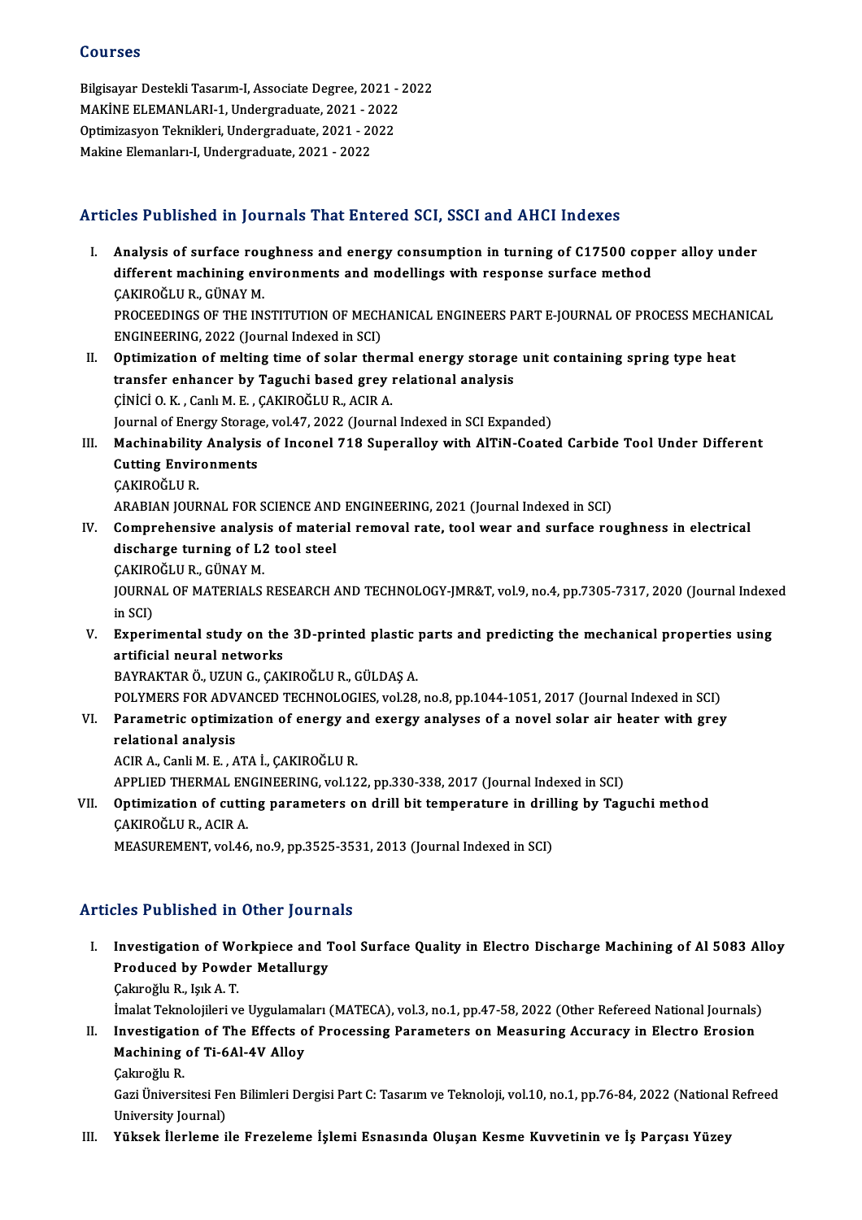## Courses

Bilgisayar Destekli Tasarım-I, Associate Degree, 2021 - 2022
MAKİNE ELEMANLARI-1, Undergraduate, 2021 - 2022
Optimizasyon Teknikleri, Undergraduate, 2021 - 2022
Makine Elemanları-I, Undergraduate, 2021 - 2022

## Articles Published in Journals That Entered SCI, SSCI and AHCI Indexes

I. **Analysis of surface roughness and energy consumption in turning of C17500 copper alloy under different machining environments and modellings with response surface method**
   ÇAKIROĞLU R., GÜNAY M.
   PROCEEDINGS OF THE INSTITUTION OF MECHANICAL ENGINEERS PART E-JOURNAL OF PROCESS MECHANICAL ENGINEERING, 2022 (Journal Indexed in SCI)
II. **Optimization of melting time of solar thermal energy storage unit containing spring type heat transfer enhancer by Taguchi based grey relational analysis**
   ÇİNİCİ O. K. , Canlı M. E. , ÇAKIROĞLU R., ACIR A.
   Journal of Energy Storage, vol.47, 2022 (Journal Indexed in SCI Expanded)
III. **Machinability Analysis of Inconel 718 Superalloy with AlTiN-Coated Carbide Tool Under Different Cutting Environments**
   ÇAKIROĞLU R.
   ARABIAN JOURNAL FOR SCIENCE AND ENGINEERING, 2021 (Journal Indexed in SCI)
IV. **Comprehensive analysis of material removal rate, tool wear and surface roughness in electrical discharge turning of L2 tool steel**
   ÇAKIROĞLU R., GÜNAY M.
   JOURNAL OF MATERIALS RESEARCH AND TECHNOLOGY-JMR&T, vol.9, no.4, pp.7305-7317, 2020 (Journal Indexed in SCI)
V. **Experimental study on the 3D-printed plastic parts and predicting the mechanical properties using artificial neural networks**
   BAYRAKTAR Ö., UZUN G., ÇAKIROĞLU R., GÜLDAŞ A.
   POLYMERS FOR ADVANCED TECHNOLOGIES, vol.28, no.8, pp.1044-1051, 2017 (Journal Indexed in SCI)
VI. **Parametric optimization of energy and exergy analyses of a novel solar air heater with grey relational analysis**
   ACIR A., Canli M. E. , ATA İ., ÇAKIROĞLU R.
   APPLIED THERMAL ENGINEERING, vol.122, pp.330-338, 2017 (Journal Indexed in SCI)
VII. **Optimization of cutting parameters on drill bit temperature in drilling by Taguchi method**
   ÇAKIROĞLU R., ACIR A.
   MEASUREMENT, vol.46, no.9, pp.3525-3531, 2013 (Journal Indexed in SCI)

## Articles Published in Other Journals

I. **Investigation of Workpiece and Tool Surface Quality in Electro Discharge Machining of Al 5083 Alloy Produced by Powder Metallurgy**
   Çakıroğlu R., Işık A. T.
   İmalat Teknolojileri ve Uygulamaları (MATECA), vol.3, no.1, pp.47-58, 2022 (Other Refereed National Journals)
II. **Investigation of The Effects of Processing Parameters on Measuring Accuracy in Electro Erosion Machining of Ti-6Al-4V Alloy**
   Çakıroğlu R.
   Gazi Üniversitesi Fen Bilimleri Dergisi Part C: Tasarım ve Teknoloji, vol.10, no.1, pp.76-84, 2022 (National Refreed University Journal)
III. **Yüksek İlerleme ile Frezeleme İşlemi Esnasında Oluşan Kesme Kuvvetinin ve İş Parçası Yüzey**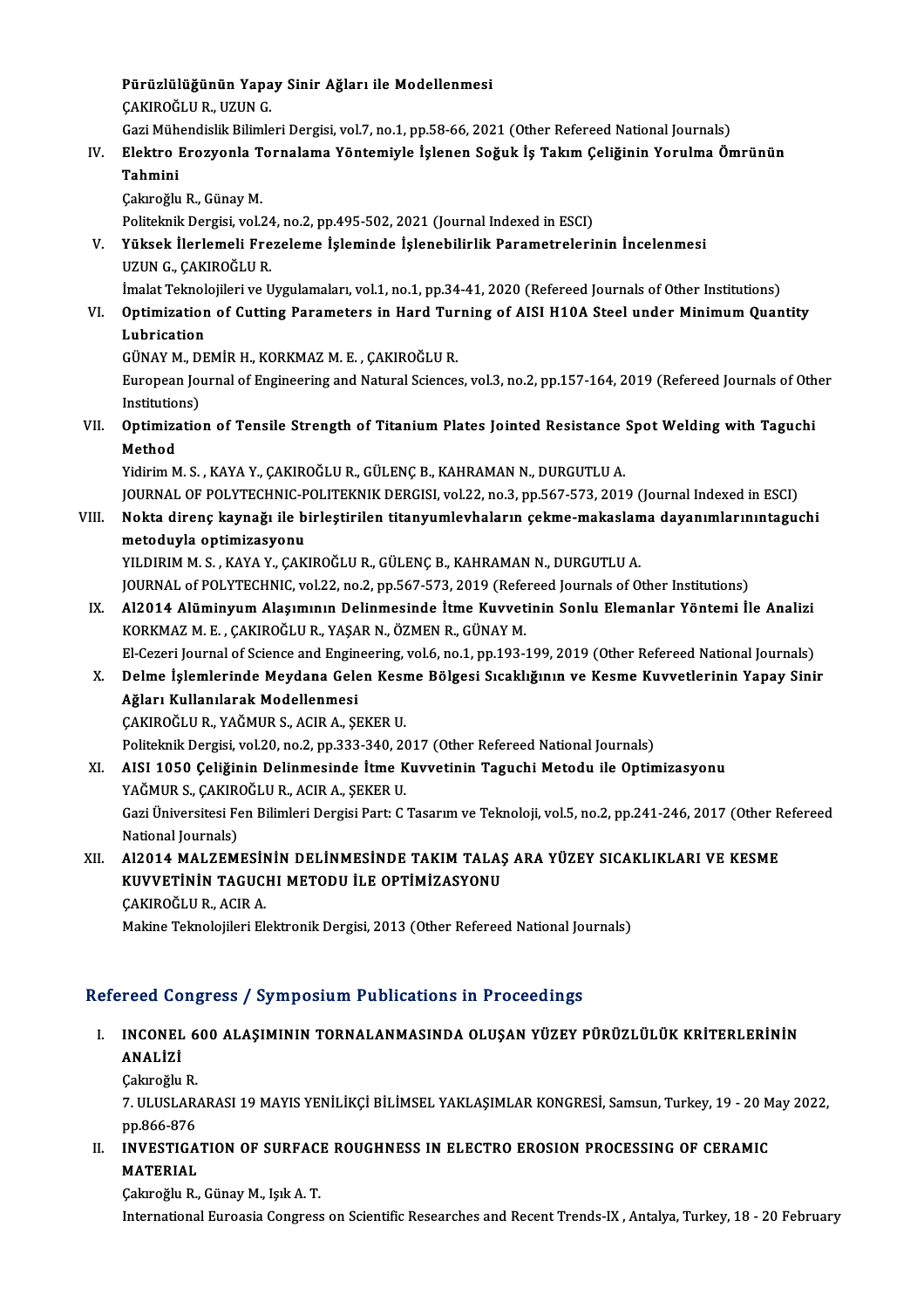**Pürüzlülüğünün Yapay Sinir Ağları ile Modellenmesi**
ÇAKIROĞLU R., UZUN G.
Gazi Mühendislik Bilimleri Dergisi, vol.7, no.1, pp.58-66, 2021 (Other Refereed National Journals)

IV. **Elektro Erozyonla Tornalama Yöntemiyle İşlenen Soğuk İş Takım Çeliğinin Yorulma Ömrünün Tahmini**
Çakıroğlu R., Günay M.
Politeknik Dergisi, vol.24, no.2, pp.495-502, 2021 (Journal Indexed in ESCI)

V. **Yüksek İlerlemeli Frezeleme İşleminde İşlenebilirlik Parametrelerinin İncelenmesi**
UZUN G., ÇAKIROĞLU R.
İmalat Teknolojileri ve Uygulamaları, vol.1, no.1, pp.34-41, 2020 (Refereed Journals of Other Institutions)

VI. **Optimization of Cutting Parameters in Hard Turning of AISI H10A Steel under Minimum Quantity Lubrication**
GÜNAY M., DEMİR H., KORKMAZ M. E. , ÇAKIROĞLU R.
European Journal of Engineering and Natural Sciences, vol.3, no.2, pp.157-164, 2019 (Refereed Journals of Other Institutions)

VII. **Optimization of Tensile Strength of Titanium Plates Jointed Resistance Spot Welding with Taguchi Method**
Yidirim M. S. , KAYA Y., ÇAKIROĞLU R., GÜLENÇ B., KAHRAMAN N., DURGUTLU A.
JOURNAL OF POLYTECHNIC-POLITEKNIK DERGISI, vol.22, no.3, pp.567-573, 2019 (Journal Indexed in ESCI)

VIII. **Nokta direnç kaynağı ile birleştirilen titanyumlevhaların çekme-makaslama dayanımlarınıntaguchi metoduyla optimizasyonu**
YILDIRIM M. S. , KAYA Y., ÇAKIROĞLU R., GÜLENÇ B., KAHRAMAN N., DURGUTLU A.
JOURNAL of POLYTECHNIC, vol.22, no.2, pp.567-573, 2019 (Refereed Journals of Other Institutions)

IX. **Al2014 Alüminyum Alaşımının Delinmesinde İtme Kuvvetinin Sonlu Elemanlar Yöntemi İle Analizi**
KORKMAZ M. E. , ÇAKIROĞLU R., YAŞAR N., ÖZMEN R., GÜNAY M.
El-Cezeri Journal of Science and Engineering, vol.6, no.1, pp.193-199, 2019 (Other Refereed National Journals)

X. **Delme İşlemlerinde Meydana Gelen Kesme Bölgesi Sıcaklığının ve Kesme Kuvvetlerinin Yapay Sinir Ağları Kullanılarak Modellenmesi**
ÇAKIROĞLU R., YAĞMUR S., ACIR A., ŞEKER U.
Politeknik Dergisi, vol.20, no.2, pp.333-340, 2017 (Other Refereed National Journals)

XI. **AISI 1050 Çeliğinin Delinmesinde İtme Kuvvetinin Taguchi Metodu ile Optimizasyonu**
YAĞMUR S., ÇAKIROĞLU R., ACIR A., ŞEKER U.
Gazi Üniversitesi Fen Bilimleri Dergisi Part: C Tasarım ve Teknoloji, vol.5, no.2, pp.241-246, 2017 (Other Refereed National Journals)

XII. **Al2014 MALZEMESİNİN DELİNMESİNDE TAKIM TALAŞ ARA YÜZEY SICAKLIKLARI VE KESME KUVVETİNİN TAGUCHI METODU İLE OPTİMİZASYONU**
ÇAKIROĞLU R., ACIR A.
Makine Teknolojileri Elektronik Dergisi, 2013 (Other Refereed National Journals)

## Refereed Congress / Symposium Publications in Proceedings

I. **INCONEL 600 ALAŞIMININ TORNALANMASINDA OLUŞAN YÜZEY PÜRÜZLÜLÜK KRİTERLERİNİN ANALİZİ**
Çakıroğlu R.
7. ULUSLARARASI 19 MAYIS YENİLİKÇİ BİLİMSEL YAKLAŞIMLAR KONGRESİ, Samsun, Turkey, 19 - 20 May 2022, pp.866-876

II. **INVESTIGATION OF SURFACE ROUGHNESS IN ELECTRO EROSION PROCESSING OF CERAMIC MATERIAL**
Çakıroğlu R., Günay M., Işık A. T.
International Euroasia Congress on Scientific Researches and Recent Trends-IX , Antalya, Turkey, 18 - 20 February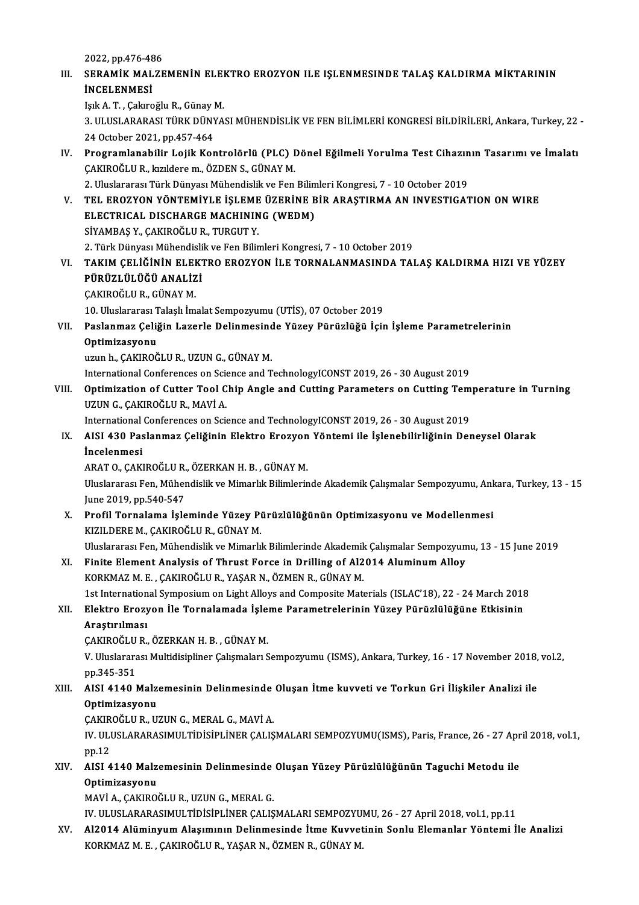2022, pp.476-486

III. **SERAMİK MALZEMENİN ELEKTRO EROZYON ILE IŞLENMESINDE TALAŞ KALDIRMA MİKTARININ İNCELENMESİ**
Işık A. T. , Çakıroğlu R., Günay M.
3. ULUSLARARASI TÜRK DÜNYASI MÜHENDİSLİK VE FEN BİLİMLERİ KONGRESİ BİLDİRİLERİ, Ankara, Turkey, 22 - 24 October 2021, pp.457-464

IV. **Programlanabilir Lojik Kontrolörlü (PLC) Dönel Eğilmeli Yorulma Test Cihazının Tasarımı ve İmalatı**
ÇAKIROĞLU R., kızıldere m., ÖZDEN S., GÜNAY M.
2. Uluslararası Türk Dünyası Mühendislik ve Fen Bilimleri Kongresi, 7 - 10 October 2019

V. **TEL EROZYON YÖNTEMİYLE İŞLEME ÜZERİNE BİR ARAŞTIRMA AN INVESTIGATION ON WIRE ELECTRICAL DISCHARGE MACHINING (WEDM)**
SİYAMBAŞ Y., ÇAKIROĞLU R., TURGUT Y.
2. Türk Dünyası Mühendislik ve Fen Bilimleri Kongresi, 7 - 10 October 2019

VI. **TAKIM ÇELİĞİNİN ELEKTRO EROZYON İLE TORNALANMASINDA TALAŞ KALDIRMA HIZI VE YÜZEY PÜRÜZLÜLÜĞÜ ANALİZİ**
ÇAKIROĞLU R., GÜNAY M.
10. Uluslararası Talaşlı İmalat Sempozyumu (UTİS), 07 October 2019

VII. **Paslanmaz Çeliğin Lazerle Delinmesinde Yüzey Pürüzlüğü İçin İşleme Parametrelerinin Optimizasyonu**
uzun h., ÇAKIROĞLU R., UZUN G., GÜNAY M.
International Conferences on Science and TechnologyICONST 2019, 26 - 30 August 2019

VIII. **Optimization of Cutter Tool Chip Angle and Cutting Parameters on Cutting Temperature in Turning**
UZUN G., ÇAKIROĞLU R., MAVİ A.
International Conferences on Science and TechnologyICONST 2019, 26 - 30 August 2019

IX. **AISI 430 Paslanmaz Çeliğinin Elektro Erozyon Yöntemi ile İşlenebilirliğinin Deneysel Olarak İncelenmesi**
ARAT O., ÇAKIROĞLU R., ÖZERKAN H. B. , GÜNAY M.
Uluslararası Fen, Mühendislik ve Mimarlık Bilimlerinde Akademik Çalışmalar Sempozyumu, Ankara, Turkey, 13 - 15 June 2019, pp.540-547

X. **Profil Tornalama İşleminde Yüzey Pürüzlülüğünün Optimizasyonu ve Modellenmesi**
KIZILDERE M., ÇAKIROĞLU R., GÜNAY M.
Uluslararası Fen, Mühendislik ve Mimarlık Bilimlerinde Akademik Çalışmalar Sempozyumu, 13 - 15 June 2019

XI. **Finite Element Analysis of Thrust Force in Drilling of Al2014 Aluminum Alloy**
KORKMAZ M. E. , ÇAKIROĞLU R., YAŞAR N., ÖZMEN R., GÜNAY M.
1st International Symposium on Light Alloys and Composite Materials (ISLAC'18), 22 - 24 March 2018

XII. **Elektro Erozyon İle Tornalamada İşleme Parametrelerinin Yüzey Pürüzlülüğüne Etkisinin Araştırılması**
ÇAKIROĞLU R., ÖZERKAN H. B. , GÜNAY M.
V. Uluslararası Multidisipliner Çalışmaları Sempozyumu (ISMS), Ankara, Turkey, 16 - 17 November 2018, vol.2, pp.345-351

XIII. **AISI 4140 Malzemesinin Delinmesinde Oluşan İtme kuvveti ve Torkun Gri İlişkiler Analizi ile Optimizasyonu**
ÇAKIROĞLU R., UZUN G., MERAL G., MAVİ A.
IV. ULUSLARARASIMULTİDİSİPLİNER ÇALIŞMALARI SEMPOZYUMU(ISMS), Paris, France, 26 - 27 April 2018, vol.1, pp.12

XIV. **AISI 4140 Malzemesinin Delinmesinde Oluşan Yüzey Pürüzlülüğünün Taguchi Metodu ile Optimizasyonu**
MAVİ A., ÇAKIROĞLU R., UZUN G., MERAL G.
IV. ULUSLARARASIMULTİDİSİPLİNER ÇALIŞMALARI SEMPOZYUMU, 26 - 27 April 2018, vol.1, pp.11

XV. **Al2014 Alüminyum Alaşımının Delinmesinde İtme Kuvvetinin Sonlu Elemanlar Yöntemi İle Analizi**
KORKMAZ M. E. , ÇAKIROĞLU R., YAŞAR N., ÖZMEN R., GÜNAY M.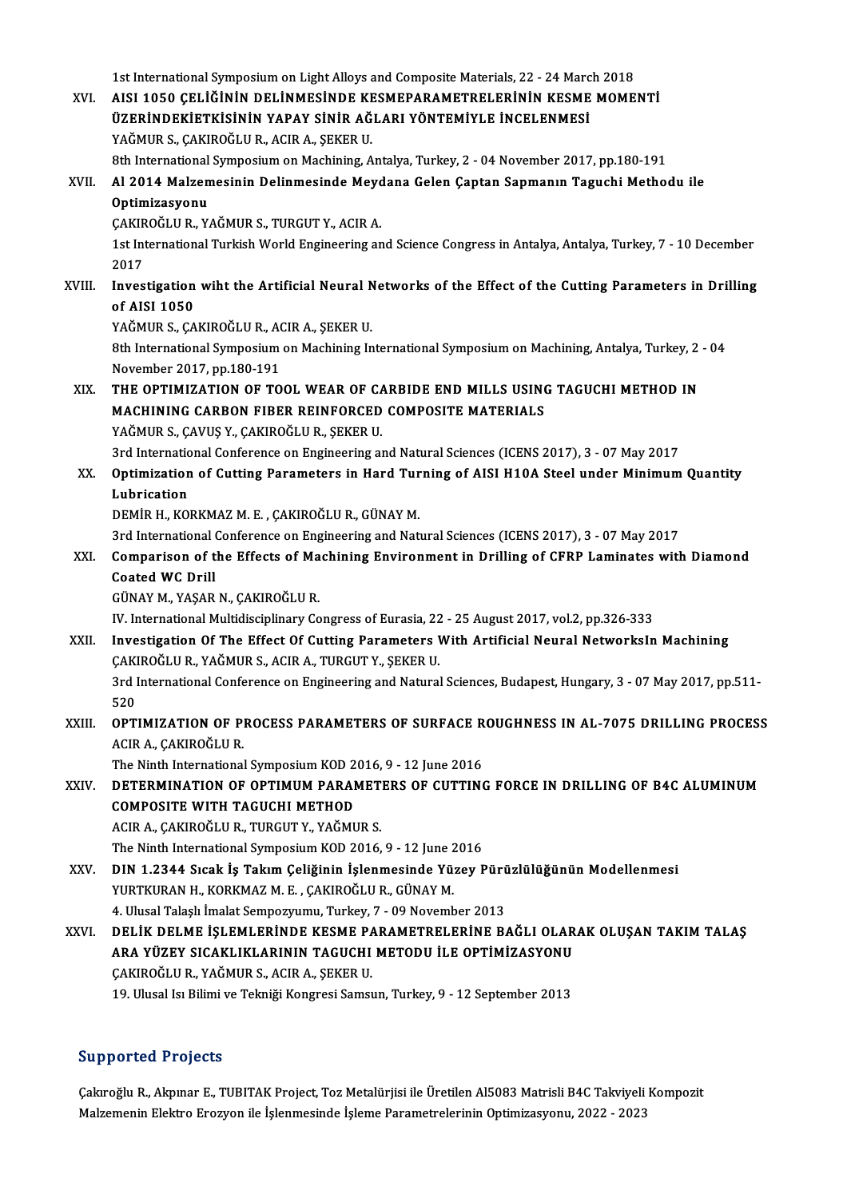1st International Symposium on Light Alloys and Composite Materials, 22 - 24 March 2018

XVI. **AISI 1050 ÇELİĞİNİN DELİNMESİNDE KESMEPARAMETRELERİNİN KESME MOMENTİ ÜZERİNDEKİETKİSİNİN YAPAY SİNİR AĞLARI YÖNTEMİYLE İNCELENMESİ**
YAĞMUR S., ÇAKIROĞLU R., ACIR A., ŞEKER U.
8th International Symposium on Machining, Antalya, Turkey, 2 - 04 November 2017, pp.180-191

XVII. **Al 2014 Malzemesinin Delinmesinde Meydana Gelen Çaptan Sapmanın Taguchi Methodu ile Optimizasyonu**
ÇAKIROĞLU R., YAĞMUR S., TURGUT Y., ACIR A.
1st International Turkish World Engineering and Science Congress in Antalya, Antalya, Turkey, 7 - 10 December 2017

XVIII. **Investigation wiht the Artificial Neural Networks of the Effect of the Cutting Parameters in Drilling of AISI 1050**
YAĞMUR S., ÇAKIROĞLU R., ACIR A., ŞEKER U.
8th International Symposium on Machining International Symposium on Machining, Antalya, Turkey, 2 - 04 November 2017, pp.180-191

XIX. **THE OPTIMIZATION OF TOOL WEAR OF CARBIDE END MILLS USING TAGUCHI METHOD IN MACHINING CARBON FIBER REINFORCED COMPOSITE MATERIALS**
YAĞMUR S., ÇAVUŞ Y., ÇAKIROĞLU R., ŞEKER U.
3rd International Conference on Engineering and Natural Sciences (ICENS 2017), 3 - 07 May 2017

XX. **Optimization of Cutting Parameters in Hard Turning of AISI H10A Steel under Minimum Quantity Lubrication**
DEMİR H., KORKMAZ M. E. , ÇAKIROĞLU R., GÜNAY M.
3rd International Conference on Engineering and Natural Sciences (ICENS 2017), 3 - 07 May 2017

XXI. **Comparison of the Effects of Machining Environment in Drilling of CFRP Laminates with Diamond Coated WC Drill**
GÜNAY M., YAŞAR N., ÇAKIROĞLU R.
IV. International Multidisciplinary Congress of Eurasia, 22 - 25 August 2017, vol.2, pp.326-333

XXII. **Investigation Of The Effect Of Cutting Parameters With Artificial Neural NetworksIn Machining**
ÇAKIROĞLU R., YAĞMUR S., ACIR A., TURGUT Y., ŞEKER U.
3rd International Conference on Engineering and Natural Sciences, Budapest, Hungary, 3 - 07 May 2017, pp.511-520

XXIII. **OPTIMIZATION OF PROCESS PARAMETERS OF SURFACE ROUGHNESS IN AL-7075 DRILLING PROCESS**
ACIR A., ÇAKIROĞLU R.
The Ninth International Symposium KOD 2016, 9 - 12 June 2016

XXIV. **DETERMINATION OF OPTIMUM PARAMETERS OF CUTTING FORCE IN DRILLING OF B4C ALUMINUM COMPOSITE WITH TAGUCHI METHOD**
ACIR A., ÇAKIROĞLU R., TURGUT Y., YAĞMUR S.
The Ninth International Symposium KOD 2016, 9 - 12 June 2016

XXV. **DIN 1.2344 Sıcak İş Takım Çeliğinin İşlenmesinde Yüzey Pürüzlülüğünün Modellenmesi**
YURTKURAN H., KORKMAZ M. E. , ÇAKIROĞLU R., GÜNAY M.
4. Ulusal Talaşlı İmalat Sempozyumu, Turkey, 7 - 09 November 2013

XXVI. **DELİK DELME İŞLEMLERİNDE KESME PARAMETRELERİNE BAĞLI OLARAK OLUŞAN TAKIM TALAŞ ARA YÜZEY SICAKLIKLARININ TAGUCHI METODU İLE OPTİMİZASYONU**
ÇAKIROĞLU R., YAĞMUR S., ACIR A., ŞEKER U.
19. Ulusal Isı Bilimi ve Tekniği Kongresi Samsun, Turkey, 9 - 12 September 2013

## Supported Projects

Çakıroğlu R., Akpınar E., TUBITAK Project, Toz Metalürjisi ile Üretilen Al5083 Matrisli B4C Takviyeli Kompozit Malzemenin Elektro Erozyon ile İşlenmesinde İşleme Parametrelerinin Optimizasyonu, 2022 - 2023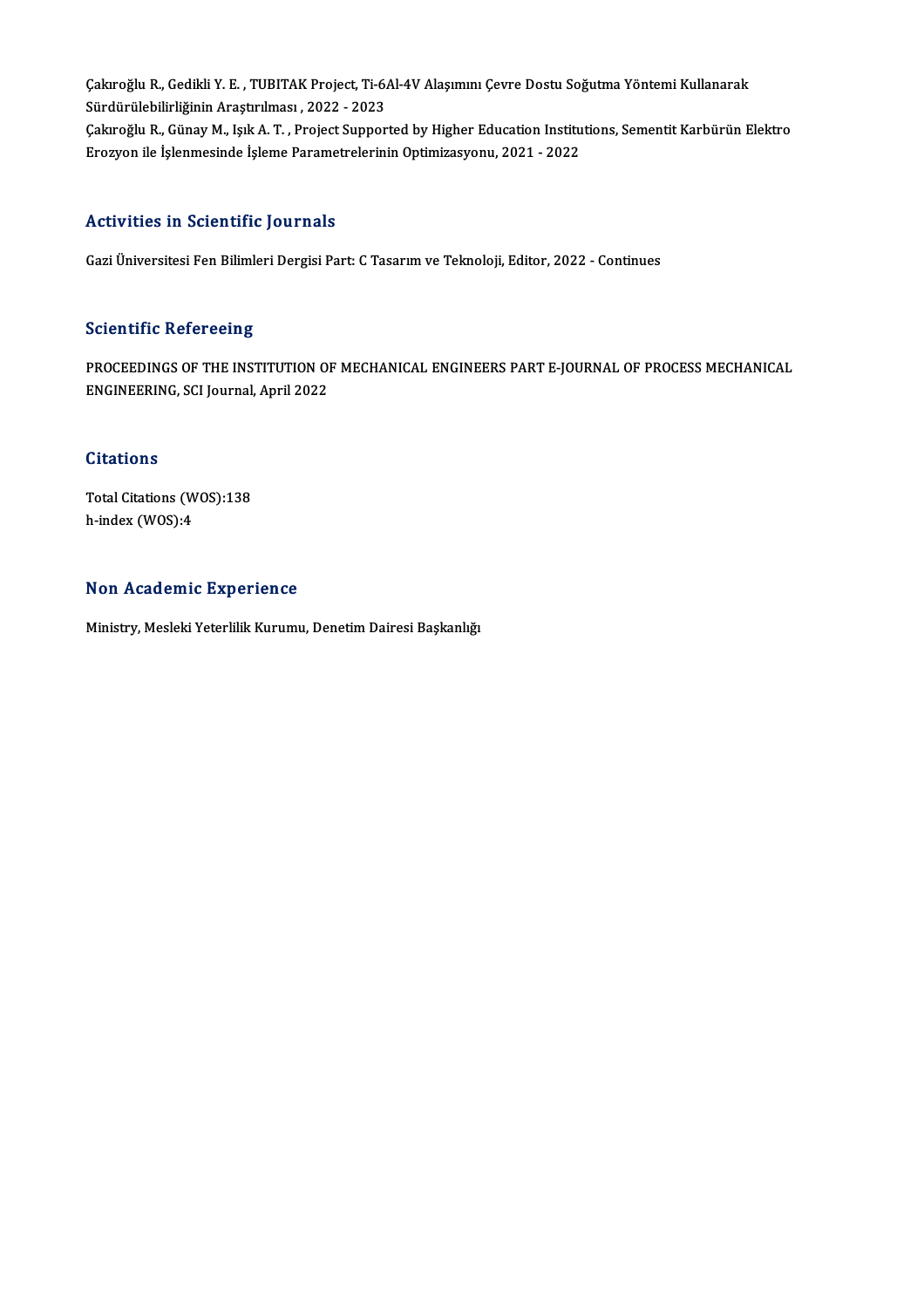Çakıroğlu R., Gedikli Y. E. , TUBITAK Project, Ti-6Al-4V Alaşımını Çevre Dostu Soğutma Yöntemi Kullanarak Sürdürülebilirliğinin Araştırılması , 2022 - 2023

Çakıroğlu R., Günay M., Işık A. T. , Project Supported by Higher Education Institutions, Sementit Karbürün Elektro Erozyon ile İşlenmesinde İşleme Parametrelerinin Optimizasyonu, 2021 - 2022

## Activities in Scientific Journals

Gazi Üniversitesi Fen Bilimleri Dergisi Part: C Tasarım ve Teknoloji, Editor, 2022 - Continues

## Scientific Refereeing

PROCEEDINGS OF THE INSTITUTION OF MECHANICAL ENGINEERS PART E-JOURNAL OF PROCESS MECHANICAL ENGINEERING, SCI Journal, April 2022

## Citations

Total Citations (WOS):138
h-index (WOS):4

## Non Academic Experience

Ministry, Mesleki Yeterlilik Kurumu, Denetim Dairesi Başkanlığı